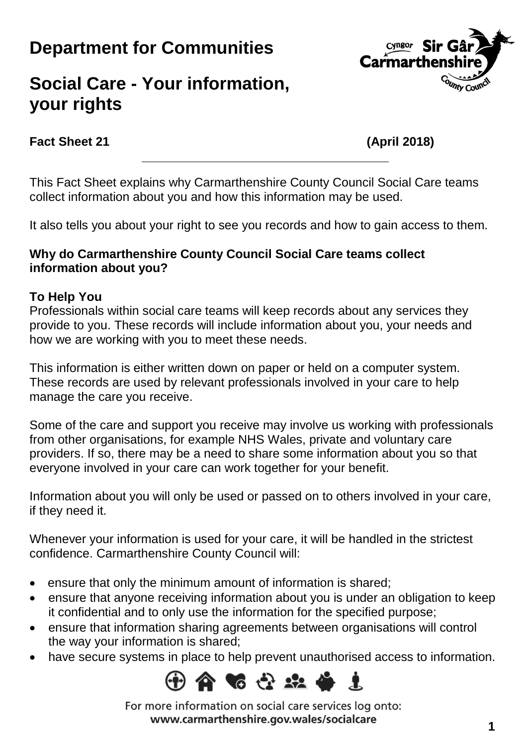# Department for Communities

# Social Care - Your information, your rights

**Fact Sheet 21** **(April 2018)**

---

This Fact Sheet explains why Carmarthenshire County Council Social Care teams collect information about you and how this information may be used.

It also tells you about your right to see you records and how to gain access to them.

**Why do Carmarthenshire County Council Social Care teams collect information about you?**

**To Help You**

Professionals within social care teams will keep records about any services they provide to you. These records will include information about you, your needs and how we are working with you to meet these needs.

This information is either written down on paper or held on a computer system. These records are used by relevant professionals involved in your care to help manage the care you receive.

Some of the care and support you receive may involve us working with professionals from other organisations, for example NHS Wales, private and voluntary care providers. If so, there may be a need to share some information about you so that everyone involved in your care can work together for your benefit.

Information about you will only be used or passed on to others involved in your care, if they need it.

Whenever your information is used for your care, it will be handled in the strictest confidence. Carmarthenshire County Council will:

- ensure that only the minimum amount of information is shared;
- ensure that anyone receiving information about you is under an obligation to keep it confidential and to only use the information for the specified purpose;
- ensure that information sharing agreements between organisations will control the way your information is shared;
- have secure systems in place to help prevent unauthorised access to information.

For more information on social care services log onto:
**www.carmarthenshire.gov.wales/socialcare**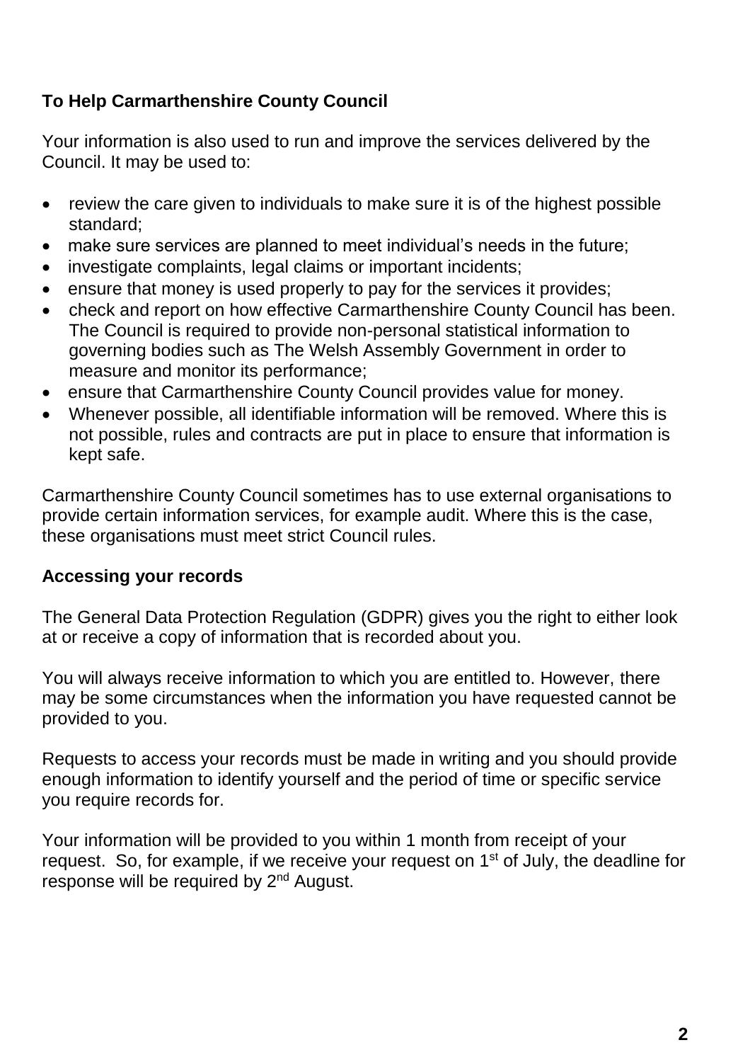**To Help Carmarthenshire County Council**

Your information is also used to run and improve the services delivered by the Council. It may be used to:

- review the care given to individuals to make sure it is of the highest possible standard;
- make sure services are planned to meet individual's needs in the future;
- investigate complaints, legal claims or important incidents;
- ensure that money is used properly to pay for the services it provides;
- check and report on how effective Carmarthenshire County Council has been. The Council is required to provide non-personal statistical information to governing bodies such as The Welsh Assembly Government in order to measure and monitor its performance;
- ensure that Carmarthenshire County Council provides value for money.
- Whenever possible, all identifiable information will be removed. Where this is not possible, rules and contracts are put in place to ensure that information is kept safe.

Carmarthenshire County Council sometimes has to use external organisations to provide certain information services, for example audit. Where this is the case, these organisations must meet strict Council rules.

**Accessing your records**

The General Data Protection Regulation (GDPR) gives you the right to either look at or receive a copy of information that is recorded about you.

You will always receive information to which you are entitled to. However, there may be some circumstances when the information you have requested cannot be provided to you.

Requests to access your records must be made in writing and you should provide enough information to identify yourself and the period of time or specific service you require records for.

Your information will be provided to you within 1 month from receipt of your request. So, for example, if we receive your request on 1st of July, the deadline for response will be required by 2nd August.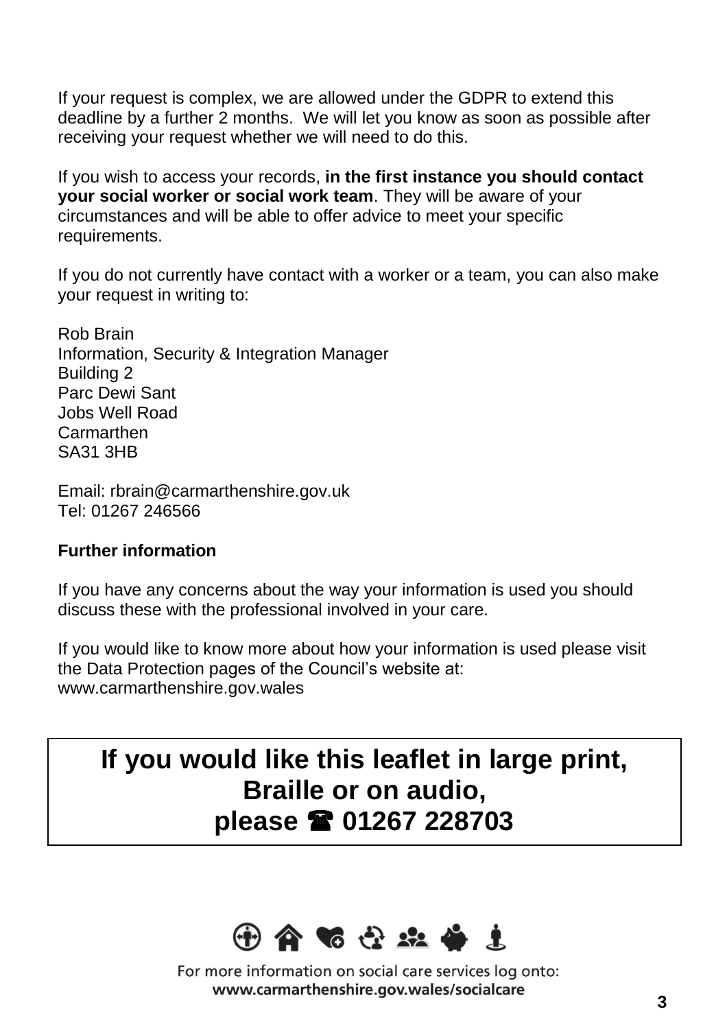If your request is complex, we are allowed under the GDPR to extend this deadline by a further 2 months. We will let you know as soon as possible after receiving your request whether we will need to do this.

If you wish to access your records, **in the first instance you should contact your social worker or social work team**. They will be aware of your circumstances and will be able to offer advice to meet your specific requirements.

If you do not currently have contact with a worker or a team, you can also make your request in writing to:

Rob Brain
Information, Security & Integration Manager
Building 2
Parc Dewi Sant
Jobs Well Road
Carmarthen
SA31 3HB

Email: rbrain@carmarthenshire.gov.uk
Tel: 01267 246566

**Further information**

If you have any concerns about the way your information is used you should discuss these with the professional involved in your care.

If you would like to know more about how your information is used please visit the Data Protection pages of the Council's website at: www.carmarthenshire.gov.wales

**If you would like this leaflet in large print, Braille or on audio, please ☎ 01267 228703**

For more information on social care services log onto:
**www.carmarthenshire.gov.wales/socialcare**